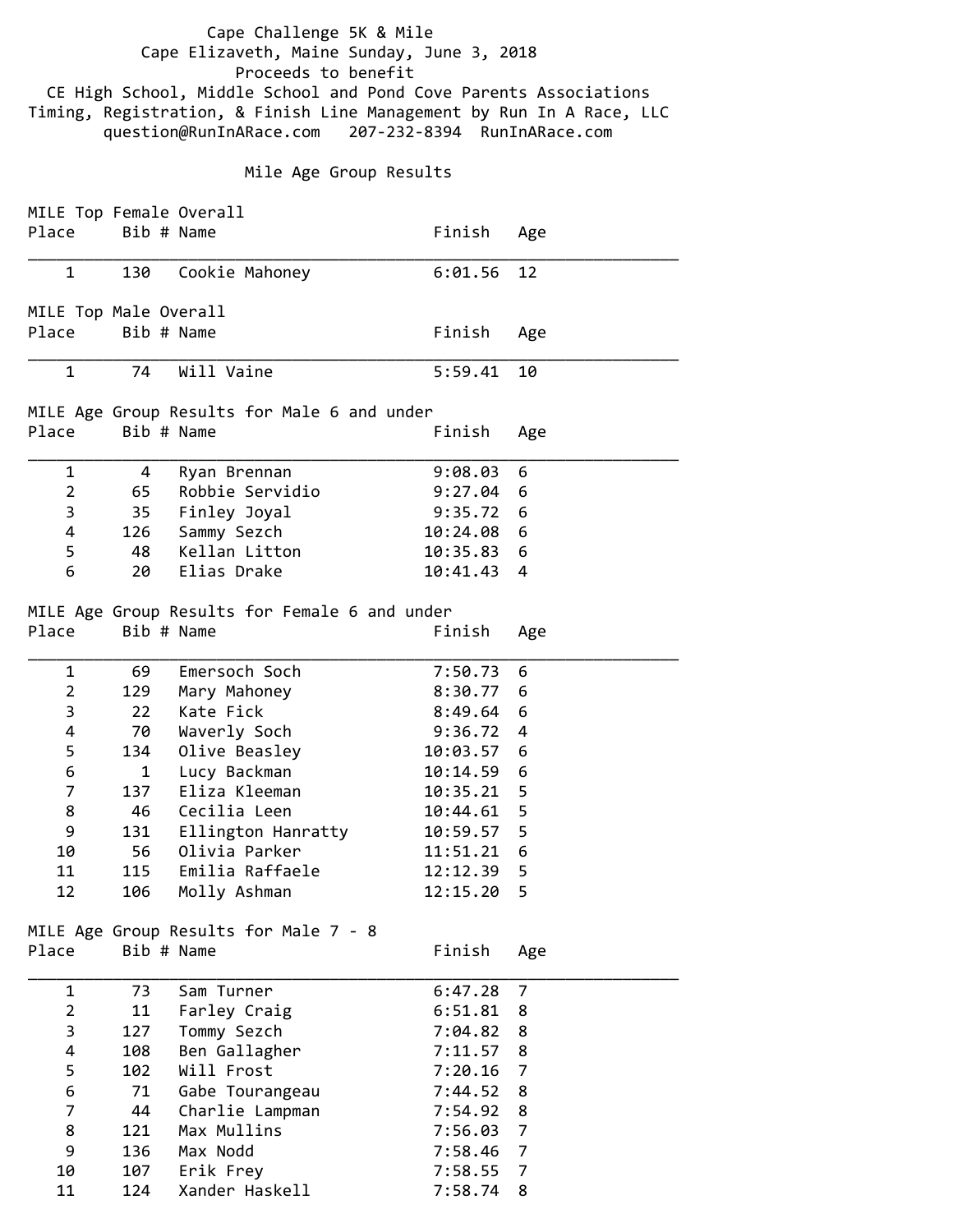Cape Challenge 5K & Mile

Cape Elizaveth, Maine Sunday, June 3, 2018

Proceeds to benefit

CE High School, Middle School and Pond Cove Parents Associations

Timing, Registration, & Finish Line Management by Run In A Race, LLC

question@RunInARace.com 207-232-8394 RunInARace.com

## Mile Age Group Results

### MILE Top Female Overall

| Place | Bib # | Name | Finish | Age |
|---|---|---|---|---|
| 1 | 130 | Cookie Mahoney | 6:01.56 | 12 |

### MILE Top Male Overall

| Place | Bib # | Name | Finish | Age |
|---|---|---|---|---|
| 1 | 74 | Will Vaine | 5:59.41 | 10 |

### MILE Age Group Results for Male 6 and under

| Place | Bib # | Name | Finish | Age |
|---|---|---|---|---|
| 1 | 4 | Ryan Brennan | 9:08.03 | 6 |
| 2 | 65 | Robbie Servidio | 9:27.04 | 6 |
| 3 | 35 | Finley Joyal | 9:35.72 | 6 |
| 4 | 126 | Sammy Sezch | 10:24.08 | 6 |
| 5 | 48 | Kellan Litton | 10:35.83 | 6 |
| 6 | 20 | Elias Drake | 10:41.43 | 4 |

### MILE Age Group Results for Female 6 and under

| Place | Bib # | Name | Finish | Age |
|---|---|---|---|---|
| 1 | 69 | Emersoch Soch | 7:50.73 | 6 |
| 2 | 129 | Mary Mahoney | 8:30.77 | 6 |
| 3 | 22 | Kate Fick | 8:49.64 | 6 |
| 4 | 70 | Waverly Soch | 9:36.72 | 4 |
| 5 | 134 | Olive Beasley | 10:03.57 | 6 |
| 6 | 1 | Lucy Backman | 10:14.59 | 6 |
| 7 | 137 | Eliza Kleeman | 10:35.21 | 5 |
| 8 | 46 | Cecilia Leen | 10:44.61 | 5 |
| 9 | 131 | Ellington Hanratty | 10:59.57 | 5 |
| 10 | 56 | Olivia Parker | 11:51.21 | 6 |
| 11 | 115 | Emilia Raffaele | 12:12.39 | 5 |
| 12 | 106 | Molly Ashman | 12:15.20 | 5 |

### MILE Age Group Results for Male 7 - 8

| Place | Bib # | Name | Finish | Age |
|---|---|---|---|---|
| 1 | 73 | Sam Turner | 6:47.28 | 7 |
| 2 | 11 | Farley Craig | 6:51.81 | 8 |
| 3 | 127 | Tommy Sezch | 7:04.82 | 8 |
| 4 | 108 | Ben Gallagher | 7:11.57 | 8 |
| 5 | 102 | Will Frost | 7:20.16 | 7 |
| 6 | 71 | Gabe Tourangeau | 7:44.52 | 8 |
| 7 | 44 | Charlie Lampman | 7:54.92 | 8 |
| 8 | 121 | Max Mullins | 7:56.03 | 7 |
| 9 | 136 | Max Nodd | 7:58.46 | 7 |
| 10 | 107 | Erik Frey | 7:58.55 | 7 |
| 11 | 124 | Xander Haskell | 7:58.74 | 8 |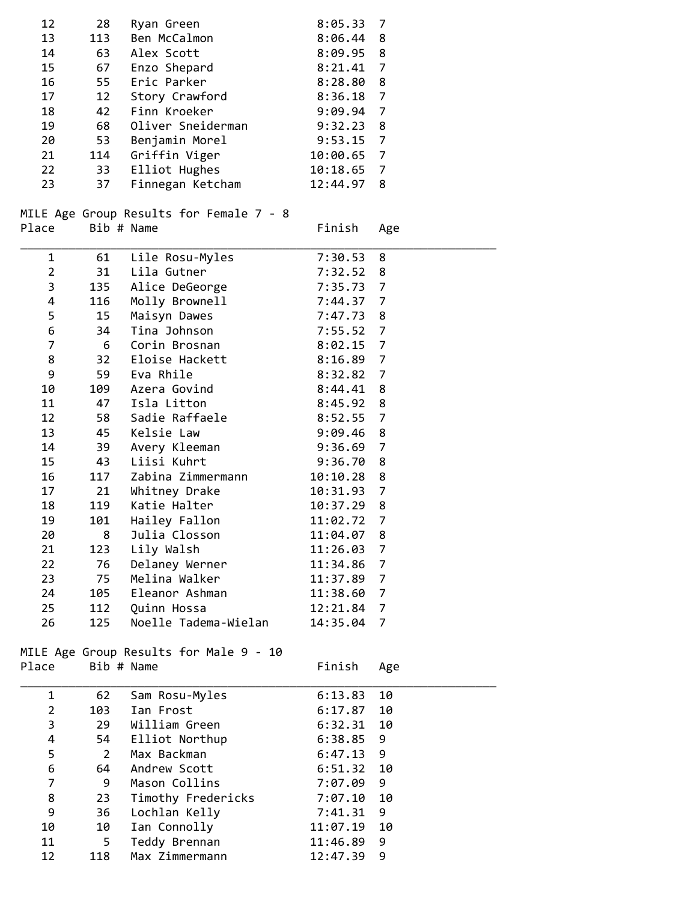| Place | Bib # | Name | Finish | Age |
|---|---|---|---|---|
| 12 | 28 | Ryan Green | 8:05.33 | 7 |
| 13 | 113 | Ben McCalmon | 8:06.44 | 8 |
| 14 | 63 | Alex Scott | 8:09.95 | 8 |
| 15 | 67 | Enzo Shepard | 8:21.41 | 7 |
| 16 | 55 | Eric Parker | 8:28.80 | 8 |
| 17 | 12 | Story Crawford | 8:36.18 | 7 |
| 18 | 42 | Finn Kroeker | 9:09.94 | 7 |
| 19 | 68 | Oliver Sneiderman | 9:32.23 | 8 |
| 20 | 53 | Benjamin Morel | 9:53.15 | 7 |
| 21 | 114 | Griffin Viger | 10:00.65 | 7 |
| 22 | 33 | Elliot Hughes | 10:18.65 | 7 |
| 23 | 37 | Finnegan Ketcham | 12:44.97 | 8 |

MILE Age Group Results for Female 7 - 8

| Place | Bib # | Name | Finish | Age |
|---|---|---|---|---|
| 1 | 61 | Lile Rosu-Myles | 7:30.53 | 8 |
| 2 | 31 | Lila Gutner | 7:32.52 | 8 |
| 3 | 135 | Alice DeGeorge | 7:35.73 | 7 |
| 4 | 116 | Molly Brownell | 7:44.37 | 7 |
| 5 | 15 | Maisyn Dawes | 7:47.73 | 8 |
| 6 | 34 | Tina Johnson | 7:55.52 | 7 |
| 7 | 6 | Corin Brosnan | 8:02.15 | 7 |
| 8 | 32 | Eloise Hackett | 8:16.89 | 7 |
| 9 | 59 | Eva Rhile | 8:32.82 | 7 |
| 10 | 109 | Azera Govind | 8:44.41 | 8 |
| 11 | 47 | Isla Litton | 8:45.92 | 8 |
| 12 | 58 | Sadie Raffaele | 8:52.55 | 7 |
| 13 | 45 | Kelsie Law | 9:09.46 | 8 |
| 14 | 39 | Avery Kleeman | 9:36.69 | 7 |
| 15 | 43 | Liisi Kuhrt | 9:36.70 | 8 |
| 16 | 117 | Zabina Zimmermann | 10:10.28 | 8 |
| 17 | 21 | Whitney Drake | 10:31.93 | 7 |
| 18 | 119 | Katie Halter | 10:37.29 | 8 |
| 19 | 101 | Hailey Fallon | 11:02.72 | 7 |
| 20 | 8 | Julia Closson | 11:04.07 | 8 |
| 21 | 123 | Lily Walsh | 11:26.03 | 7 |
| 22 | 76 | Delaney Werner | 11:34.86 | 7 |
| 23 | 75 | Melina Walker | 11:37.89 | 7 |
| 24 | 105 | Eleanor Ashman | 11:38.60 | 7 |
| 25 | 112 | Quinn Hossa | 12:21.84 | 7 |
| 26 | 125 | Noelle Tadema-Wielan | 14:35.04 | 7 |

MILE Age Group Results for Male 9 - 10

| Place | Bib # | Name | Finish | Age |
|---|---|---|---|---|
| 1 | 62 | Sam Rosu-Myles | 6:13.83 | 10 |
| 2 | 103 | Ian Frost | 6:17.87 | 10 |
| 3 | 29 | William Green | 6:32.31 | 10 |
| 4 | 54 | Elliot Northup | 6:38.85 | 9 |
| 5 | 2 | Max Backman | 6:47.13 | 9 |
| 6 | 64 | Andrew Scott | 6:51.32 | 10 |
| 7 | 9 | Mason Collins | 7:07.09 | 9 |
| 8 | 23 | Timothy Fredericks | 7:07.10 | 10 |
| 9 | 36 | Lochlan Kelly | 7:41.31 | 9 |
| 10 | 10 | Ian Connolly | 11:07.19 | 10 |
| 11 | 5 | Teddy Brennan | 11:46.89 | 9 |
| 12 | 118 | Max Zimmermann | 12:47.39 | 9 |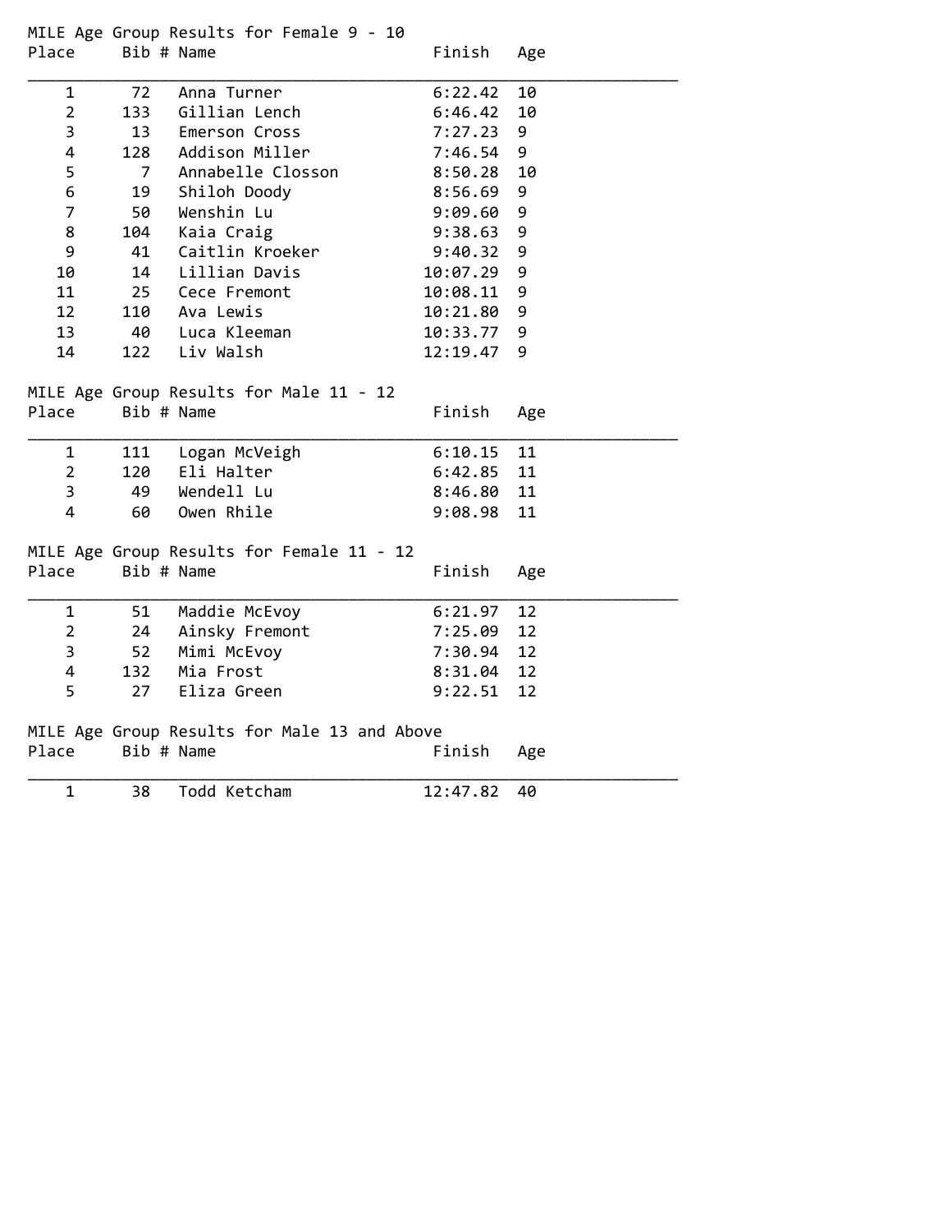MILE Age Group Results for Female 9 - 10

| Place | Bib # | Name | Finish | Age |
|---|---|---|---|---|
| 1 | 72 | Anna Turner | 6:22.42 | 10 |
| 2 | 133 | Gillian Lench | 6:46.42 | 10 |
| 3 | 13 | Emerson Cross | 7:27.23 | 9 |
| 4 | 128 | Addison Miller | 7:46.54 | 9 |
| 5 | 7 | Annabelle Closson | 8:50.28 | 10 |
| 6 | 19 | Shiloh Doody | 8:56.69 | 9 |
| 7 | 50 | Wenshin Lu | 9:09.60 | 9 |
| 8 | 104 | Kaia Craig | 9:38.63 | 9 |
| 9 | 41 | Caitlin Kroeker | 9:40.32 | 9 |
| 10 | 14 | Lillian Davis | 10:07.29 | 9 |
| 11 | 25 | Cece Fremont | 10:08.11 | 9 |
| 12 | 110 | Ava Lewis | 10:21.80 | 9 |
| 13 | 40 | Luca Kleeman | 10:33.77 | 9 |
| 14 | 122 | Liv Walsh | 12:19.47 | 9 |

MILE Age Group Results for Male 11 - 12

| Place | Bib # | Name | Finish | Age |
|---|---|---|---|---|
| 1 | 111 | Logan McVeigh | 6:10.15 | 11 |
| 2 | 120 | Eli Halter | 6:42.85 | 11 |
| 3 | 49 | Wendell Lu | 8:46.80 | 11 |
| 4 | 60 | Owen Rhile | 9:08.98 | 11 |

MILE Age Group Results for Female 11 - 12

| Place | Bib # | Name | Finish | Age |
|---|---|---|---|---|
| 1 | 51 | Maddie McEvoy | 6:21.97 | 12 |
| 2 | 24 | Ainsky Fremont | 7:25.09 | 12 |
| 3 | 52 | Mimi McEvoy | 7:30.94 | 12 |
| 4 | 132 | Mia Frost | 8:31.04 | 12 |
| 5 | 27 | Eliza Green | 9:22.51 | 12 |

MILE Age Group Results for Male 13 and Above

| Place | Bib # | Name | Finish | Age |
|---|---|---|---|---|
| 1 | 38 | Todd Ketcham | 12:47.82 | 40 |